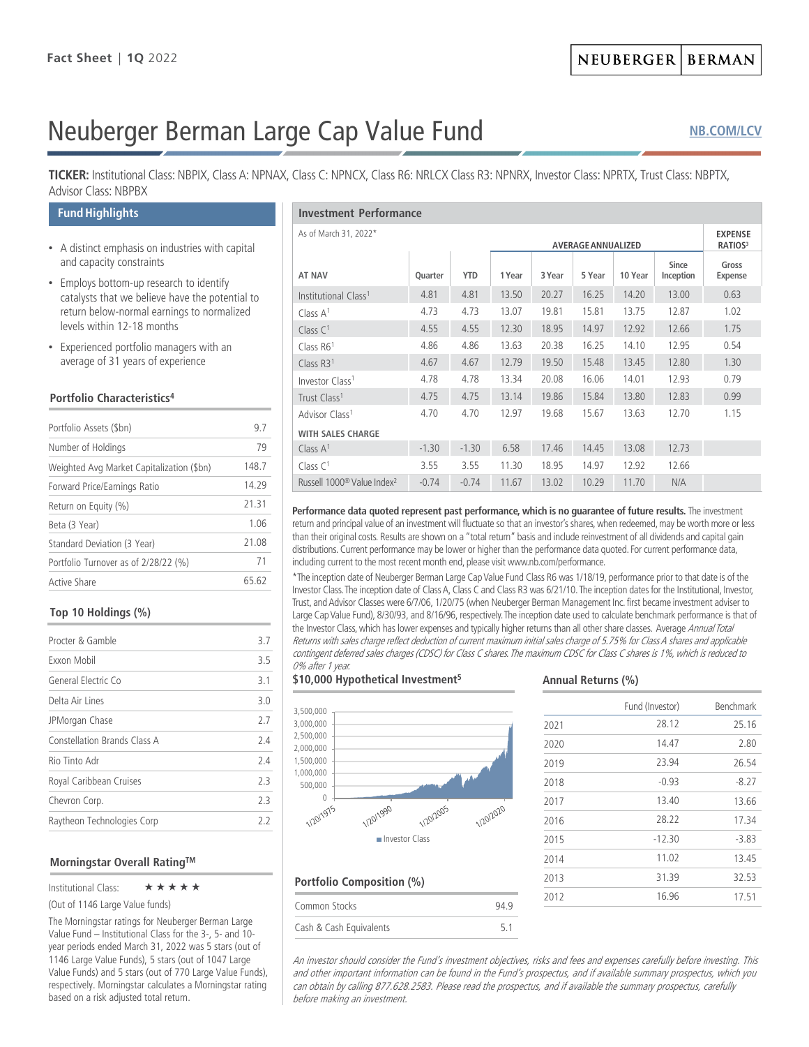Fact Sheet | 1Q 2022

NEUBERGER | BERMAN

# Neuberger Berman Large Cap Value Fund

NB.COM/LCV

**TICKER:** Institutional Class: NBPIX, Class A: NPNAX, Class C: NPNCX, Class R6: NRLCX Class R3: NPNRX, Investor Class: NPRTX, Trust Class: NBPTX, Advisor Class: NBPBX

## Fund Highlights

- A distinct emphasis on industries with capital and capacity constraints
- Employs bottom-up research to identify catalysts that we believe have the potential to return below-normal earnings to normalized levels within 12-18 months
- Experienced portfolio managers with an average of 31 years of experience

### Portfolio Characteristics[4]

| | |
|---|---|
| Portfolio Assets ($bn) | 9.7 |
| Number of Holdings | 79 |
| Weighted Avg Market Capitalization ($bn) | 148.7 |
| Forward Price/Earnings Ratio | 14.29 |
| Return on Equity (%) | 21.31 |
| Beta (3 Year) | 1.06 |
| Standard Deviation (3 Year) | 21.08 |
| Portfolio Turnover as of 2/28/22 (%) | 71 |
| Active Share | 65.62 |

### Top 10 Holdings (%)

| | |
|---|---|
| Procter & Gamble | 3.7 |
| Exxon Mobil | 3.5 |
| General Electric Co | 3.1 |
| Delta Air Lines | 3.0 |
| JPMorgan Chase | 2.7 |
| Constellation Brands Class A | 2.4 |
| Rio Tinto Adr | 2.4 |
| Royal Caribbean Cruises | 2.3 |
| Chevron Corp. | 2.3 |
| Raytheon Technologies Corp | 2.2 |

### Morningstar Overall Rating™

Institutional Class: ★★★★★

(Out of 1146 Large Value funds)

The Morningstar ratings for Neuberger Berman Large Value Fund – Institutional Class for the 3-, 5- and 10-year periods ended March 31, 2022 was 5 stars (out of 1146 Large Value Funds), 5 stars (out of 1047 Large Value Funds) and 5 stars (out of 770 Large Value Funds), respectively. Morningstar calculates a Morningstar rating based on a risk adjusted total return.

## Investment Performance

As of March 31, 2022*

| | | | AVERAGE ANNUALIZED | | | | | EXPENSE RATIOS[3] |
|---|---|---|---|---|---|---|---|---|
| AT NAV | Quarter | YTD | 1 Year | 3 Year | 5 Year | 10 Year | Since Inception | Gross Expense |
| Institutional Class[1] | 4.81 | 4.81 | 13.50 | 20.27 | 16.25 | 14.20 | 13.00 | 0.63 |
| Class A[1] | 4.73 | 4.73 | 13.07 | 19.81 | 15.81 | 13.75 | 12.87 | 1.02 |
| Class C[1] | 4.55 | 4.55 | 12.30 | 18.95 | 14.97 | 12.92 | 12.66 | 1.75 |
| Class R6[1] | 4.86 | 4.86 | 13.63 | 20.38 | 16.25 | 14.10 | 12.95 | 0.54 |
| Class R3[1] | 4.67 | 4.67 | 12.79 | 19.50 | 15.48 | 13.45 | 12.80 | 1.30 |
| Investor Class[1] | 4.78 | 4.78 | 13.34 | 20.08 | 16.06 | 14.01 | 12.93 | 0.79 |
| Trust Class[1] | 4.75 | 4.75 | 13.14 | 19.86 | 15.84 | 13.80 | 12.83 | 0.99 |
| Advisor Class[1] | 4.70 | 4.70 | 12.97 | 19.68 | 15.67 | 13.63 | 12.70 | 1.15 |
| **WITH SALES CHARGE** | | | | | | | | |
| Class A[1] | -1.30 | -1.30 | 6.58 | 17.46 | 14.45 | 13.08 | 12.73 | |
| Class C[1] | 3.55 | 3.55 | 11.30 | 18.95 | 14.97 | 12.92 | 12.66 | |
| Russell 1000® Value Index[2] | -0.74 | -0.74 | 11.67 | 13.02 | 10.29 | 11.70 | N/A | |

**Performance data quoted represent past performance, which is no guarantee of future results.** The investment return and principal value of an investment will fluctuate so that an investor's shares, when redeemed, may be worth more or less than their original costs. Results are shown on a "total return" basis and include reinvestment of all dividends and capital gain distributions. Current performance may be lower or higher than the performance data quoted. For current performance data, including current to the most recent month end, please visit www.nb.com/performance.

*The inception date of Neuberger Berman Large Cap Value Fund Class R6 was 1/18/19, performance prior to that date is of the Investor Class. The inception date of Class A, Class C and Class R3 was 6/21/10. The inception dates for the Institutional, Investor, Trust, and Advisor Classes were 6/7/06, 1/20/75 (when Neuberger Berman Management Inc. first became investment adviser to Large Cap Value Fund), 8/30/93, and 8/16/96, respectively. The inception date used to calculate benchmark performance is that of the Investor Class, which has lower expenses and typically higher returns than all other share classes. Average *Annual Total Returns with sales charge reflect deduction of current maximum initial sales charge of 5.75% for Class A shares and applicable contingent deferred sales charges (CDSC) for Class C shares. The maximum CDSC for Class C shares is 1%, which is reduced to 0% after 1 year.*

### $10,000 Hypothetical Investment[5]

3,500,000
3,000,000
2,500,000
2,000,000
1,500,000
1,000,000
500,000
0

1/20/1975 1/20/1990 1/20/2005 1/20/2020

Investor Class

### Annual Returns (%)

| | Fund (Investor) | Benchmark |
|---|---|---|
| 2021 | 28.12 | 25.16 |
| 2020 | 14.47 | 2.80 |
| 2019 | 23.94 | 26.54 |
| 2018 | -0.93 | -8.27 |
| 2017 | 13.40 | 13.66 |
| 2016 | 28.22 | 17.34 |
| 2015 | -12.30 | -3.83 |
| 2014 | 11.02 | 13.45 |
| 2013 | 31.39 | 32.53 |
| 2012 | 16.96 | 17.51 |

### Portfolio Composition (%)

| | |
|---|---|
| Common Stocks | 94.9 |
| Cash & Cash Equivalents | 5.1 |

*An investor should consider the Fund's investment objectives, risks and fees and expenses carefully before investing. This and other important information can be found in the Fund's prospectus, and if available summary prospectus, which you can obtain by calling 877.628.2583. Please read the prospectus, and if available the summary prospectus, carefully before making an investment.*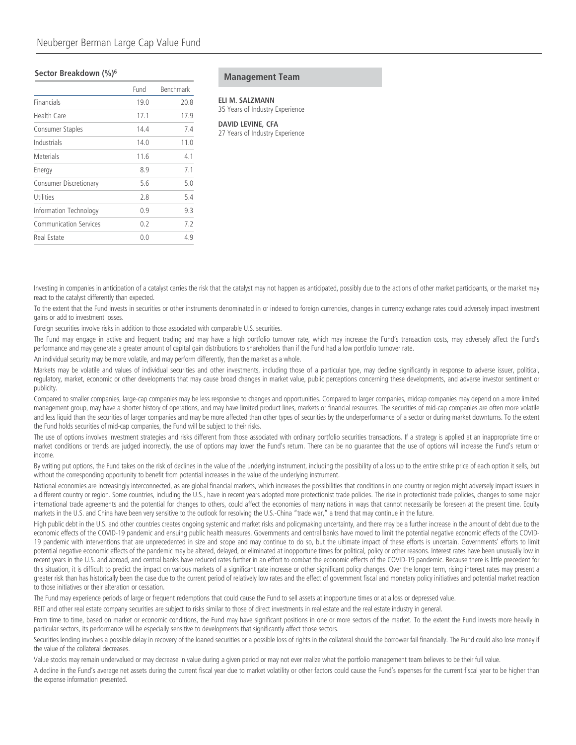### Sector Breakdown (%)[6]

| | Fund | Benchmark |
|---|---|---|
| Financials | 19.0 | 20.8 |
| Health Care | 17.1 | 17.9 |
| Consumer Staples | 14.4 | 7.4 |
| Industrials | 14.0 | 11.0 |
| Materials | 11.6 | 4.1 |
| Energy | 8.9 | 7.1 |
| Consumer Discretionary | 5.6 | 5.0 |
| Utilities | 2.8 | 5.4 |
| Information Technology | 0.9 | 9.3 |
| Communication Services | 0.2 | 7.2 |
| Real Estate | 0.0 | 4.9 |

### Management Team

**ELI M. SALZMANN**
35 Years of Industry Experience

**DAVID LEVINE, CFA**
27 Years of Industry Experience

Investing in companies in anticipation of a catalyst carries the risk that the catalyst may not happen as anticipated, possibly due to the actions of other market participants, or the market may react to the catalyst differently than expected.

To the extent that the Fund invests in securities or other instruments denominated in or indexed to foreign currencies, changes in currency exchange rates could adversely impact investment gains or add to investment losses.

Foreign securities involve risks in addition to those associated with comparable U.S. securities.

The Fund may engage in active and frequent trading and may have a high portfolio turnover rate, which may increase the Fund's transaction costs, may adversely affect the Fund's performance and may generate a greater amount of capital gain distributions to shareholders than if the Fund had a low portfolio turnover rate.

An individual security may be more volatile, and may perform differently, than the market as a whole.

Markets may be volatile and values of individual securities and other investments, including those of a particular type, may decline significantly in response to adverse issuer, political, regulatory, market, economic or other developments that may cause broad changes in market value, public perceptions concerning these developments, and adverse investor sentiment or publicity.

Compared to smaller companies, large-cap companies may be less responsive to changes and opportunities. Compared to larger companies, midcap companies may depend on a more limited management group, may have a shorter history of operations, and may have limited product lines, markets or financial resources. The securities of mid-cap companies are often more volatile and less liquid than the securities of larger companies and may be more affected than other types of securities by the underperformance of a sector or during market downturns. To the extent the Fund holds securities of mid-cap companies, the Fund will be subject to their risks.

The use of options involves investment strategies and risks different from those associated with ordinary portfolio securities transactions. If a strategy is applied at an inappropriate time or market conditions or trends are judged incorrectly, the use of options may lower the Fund's return. There can be no guarantee that the use of options will increase the Fund's return or income.

By writing put options, the Fund takes on the risk of declines in the value of the underlying instrument, including the possibility of a loss up to the entire strike price of each option it sells, but without the corresponding opportunity to benefit from potential increases in the value of the underlying instrument.

National economies are increasingly interconnected, as are global financial markets, which increases the possibilities that conditions in one country or region might adversely impact issuers in a different country or region. Some countries, including the U.S., have in recent years adopted more protectionist trade policies. The rise in protectionist trade policies, changes to some major international trade agreements and the potential for changes to others, could affect the economies of many nations in ways that cannot necessarily be foreseen at the present time. Equity markets in the U.S. and China have been very sensitive to the outlook for resolving the U.S.-China "trade war," a trend that may continue in the future.

High public debt in the U.S. and other countries creates ongoing systemic and market risks and policymaking uncertainty, and there may be a further increase in the amount of debt due to the economic effects of the COVID-19 pandemic and ensuing public health measures. Governments and central banks have moved to limit the potential negative economic effects of the COVID-19 pandemic with interventions that are unprecedented in size and scope and may continue to do so, but the ultimate impact of these efforts is uncertain. Governments' efforts to limit potential negative economic effects of the pandemic may be altered, delayed, or eliminated at inopportune times for political, policy or other reasons. Interest rates have been unusually low in recent years in the U.S. and abroad, and central banks have reduced rates further in an effort to combat the economic effects of the COVID-19 pandemic. Because there is little precedent for this situation, it is difficult to predict the impact on various markets of a significant rate increase or other significant policy changes. Over the longer term, rising interest rates may present a greater risk than has historically been the case due to the current period of relatively low rates and the effect of government fiscal and monetary policy initiatives and potential market reaction to those initiatives or their alteration or cessation.

The Fund may experience periods of large or frequent redemptions that could cause the Fund to sell assets at inopportune times or at a loss or depressed value.

REIT and other real estate company securities are subject to risks similar to those of direct investments in real estate and the real estate industry in general.

From time to time, based on market or economic conditions, the Fund may have significant positions in one or more sectors of the market. To the extent the Fund invests more heavily in particular sectors, its performance will be especially sensitive to developments that significantly affect those sectors.

Securities lending involves a possible delay in recovery of the loaned securities or a possible loss of rights in the collateral should the borrower fail financially. The Fund could also lose money if the value of the collateral decreases.

Value stocks may remain undervalued or may decrease in value during a given period or may not ever realize what the portfolio management team believes to be their full value.

A decline in the Fund's average net assets during the current fiscal year due to market volatility or other factors could cause the Fund's expenses for the current fiscal year to be higher than the expense information presented.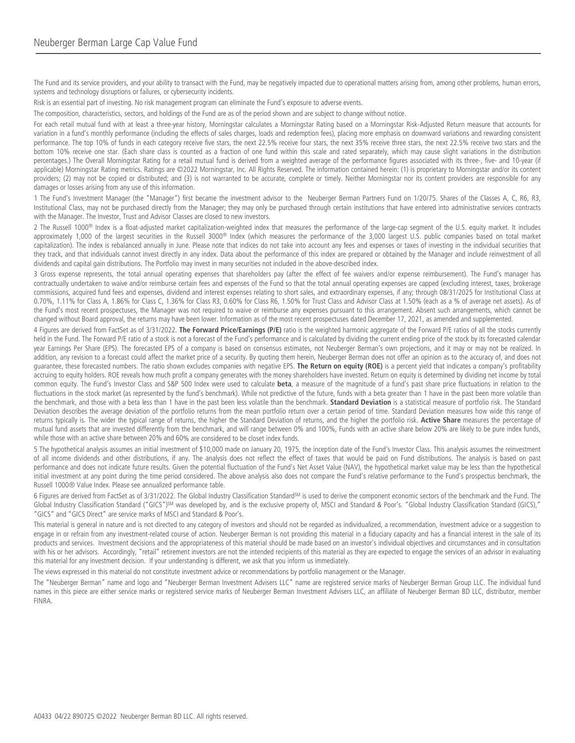The Fund and its service providers, and your ability to transact with the Fund, may be negatively impacted due to operational matters arising from, among other problems, human errors, systems and technology disruptions or failures, or cybersecurity incidents.

Risk is an essential part of investing. No risk management program can eliminate the Fund's exposure to adverse events.

The composition, characteristics, sectors, and holdings of the Fund are as of the period shown and are subject to change without notice.

For each retail mutual fund with at least a three-year history, Morningstar calculates a Morningstar Rating based on a Morningstar Risk-Adjusted Return measure that accounts for variation in a fund's monthly performance (including the effects of sales charges, loads and redemption fees), placing more emphasis on downward variations and rewarding consistent performance. The top 10% of funds in each category receive five stars, the next 22.5% receive four stars, the next 35% receive three stars, the next 22.5% receive two stars and the bottom 10% receive one star. (Each share class is counted as a fraction of one fund within this scale and rated separately, which may cause slight variations in the distribution percentages.) The Overall Morningstar Rating for a retail mutual fund is derived from a weighted average of the performance figures associated with its three-, five- and 10-year (if applicable) Morningstar Rating metrics. Ratings are ©2022 Morningstar, Inc. All Rights Reserved. The information contained herein: (1) is proprietary to Morningstar and/or its content providers; (2) may not be copied or distributed; and (3) is not warranted to be accurate, complete or timely. Neither Morningstar nor its content providers are responsible for any damages or losses arising from any use of this information.

1 The Fund's Investment Manager (the "Manager") first became the investment advisor to the Neuberger Berman Partners Fund on 1/20/75. Shares of the Classes A, C, R6, R3, Institutional Class, may not be purchased directly from the Manager; they may only be purchased through certain institutions that have entered into administrative services contracts with the Manager. The Investor, Trust and Advisor Classes are closed to new investors.

2 The Russell 1000® Index is a float-adjusted market capitalization-weighted index that measures the performance of the large-cap segment of the U.S. equity market. It includes approximately 1,000 of the largest securities in the Russell 3000® Index (which measures the performance of the 3,000 largest U.S. public companies based on total market capitalization). The index is rebalanced annually in June. Please note that indices do not take into account any fees and expenses or taxes of investing in the individual securities that they track, and that individuals cannot invest directly in any index. Data about the performance of this index are prepared or obtained by the Manager and include reinvestment of all dividends and capital gain distributions. The Portfolio may invest in many securities not included in the above-described index.

3 Gross expense represents, the total annual operating expenses that shareholders pay (after the effect of fee waivers and/or expense reimbursement). The Fund's manager has contractually undertaken to waive and/or reimburse certain fees and expenses of the Fund so that the total annual operating expenses are capped (excluding interest, taxes, brokerage commissions, acquired fund fees and expenses, dividend and interest expenses relating to short sales, and extraordinary expenses, if any; through 08/31/2025 for Institutional Class at 0.70%, 1.11% for Class A, 1.86% for Class C, 1.36% for Class R3, 0.60% for Class R6, 1.50% for Trust Class and Advisor Class at 1.50% (each as a % of average net assets). As of the Fund's most recent prospectuses, the Manager was not required to waive or reimburse any expenses pursuant to this arrangement. Absent such arrangements, which cannot be changed without Board approval, the returns may have been lower. Information as of the most recent prospectuses dated December 17, 2021, as amended and supplemented.

4 Figures are derived from FactSet as of 3/31/2022. **The Forward Price/Earnings (P/E)** ratio is the weighted harmonic aggregate of the Forward P/E ratios of all the stocks currently held in the Fund. The Forward P/E ratio of a stock is not a forecast of the Fund's performance and is calculated by dividing the current ending price of the stock by its forecasted calendar year Earnings Per Share (EPS). The forecasted EPS of a company is based on consensus estimates, not Neuberger Berman's own projections, and it may or may not be realized. In addition, any revision to a forecast could affect the market price of a security. By quoting them herein, Neuberger Berman does not offer an opinion as to the accuracy of, and does not guarantee, these forecasted numbers. The ratio shown excludes companies with negative EPS. **The Return on equity (ROE)** is a percent yield that indicates a company's profitability accruing to equity holders. ROE reveals how much profit a company generates with the money shareholders have invested. Return on equity is determined by dividing net income by total common equity. The Fund's Investor Class and S&P 500 Index were used to calculate **beta**, a measure of the magnitude of a fund's past share price fluctuations in relation to the fluctuations in the stock market (as represented by the fund's benchmark). While not predictive of the future, funds with a beta greater than 1 have in the past been more volatile than the benchmark, and those with a beta less than 1 have in the past been less volatile than the benchmark. **Standard Deviation** is a statistical measure of portfolio risk. The Standard Deviation describes the average deviation of the portfolio returns from the mean portfolio return over a certain period of time. Standard Deviation measures how wide this range of returns typically is. The wider the typical range of returns, the higher the Standard Deviation of returns, and the higher the portfolio risk. **Active Share** measures the percentage of mutual fund assets that are invested differently from the benchmark, and will range between 0% and 100%, Funds with an active share below 20% are likely to be pure index funds, while those with an active share between 20% and 60% are considered to be closet index funds.

5 The hypothetical analysis assumes an initial investment of $10,000 made on January 20, 1975, the inception date of the Fund's Investor Class. This analysis assumes the reinvestment of all income dividends and other distributions, if any. The analysis does not reflect the effect of taxes that would be paid on Fund distributions. The analysis is based on past performance and does not indicate future results. Given the potential fluctuation of the Fund's Net Asset Value (NAV), the hypothetical market value may be less than the hypothetical initial investment at any point during the time period considered. The above analysis also does not compare the Fund's relative performance to the Fund's prospectus benchmark, the Russell 1000® Value Index. Please see annualized performance table.

6 Figures are derived from FactSet as of 3/31/2022. The Global Industry Classification Standard℠ is used to derive the component economic sectors of the benchmark and the Fund. The Global Industry Classification Standard ("GICS")℠ was developed by, and is the exclusive property of, MSCI and Standard & Poor's. "Global Industry Classification Standard (GICS)," "GICS" and "GICS Direct" are service marks of MSCI and Standard & Poor's.

This material is general in nature and is not directed to any category of investors and should not be regarded as individualized, a recommendation, investment advice or a suggestion to engage in or refrain from any investment-related course of action. Neuberger Berman is not providing this material in a fiduciary capacity and has a financial interest in the sale of its products and services. Investment decisions and the appropriateness of this material should be made based on an investor's individual objectives and circumstances and in consultation with his or her advisors. Accordingly, "retail" retirement investors are not the intended recipients of this material as they are expected to engage the services of an advisor in evaluating this material for any investment decision. If your understanding is different, we ask that you inform us immediately.

The views expressed in this material do not constitute investment advice or recommendations by portfolio management or the Manager.

The "Neuberger Berman" name and logo and "Neuberger Berman Investment Advisers LLC" name are registered service marks of Neuberger Berman Group LLC. The individual fund names in this piece are either service marks or registered service marks of Neuberger Berman Investment Advisers LLC, an affiliate of Neuberger Berman BD LLC, distributor, member FINRA.

A0433 04/22 890725 ©2022 Neuberger Berman BD LLC. All rights reserved.